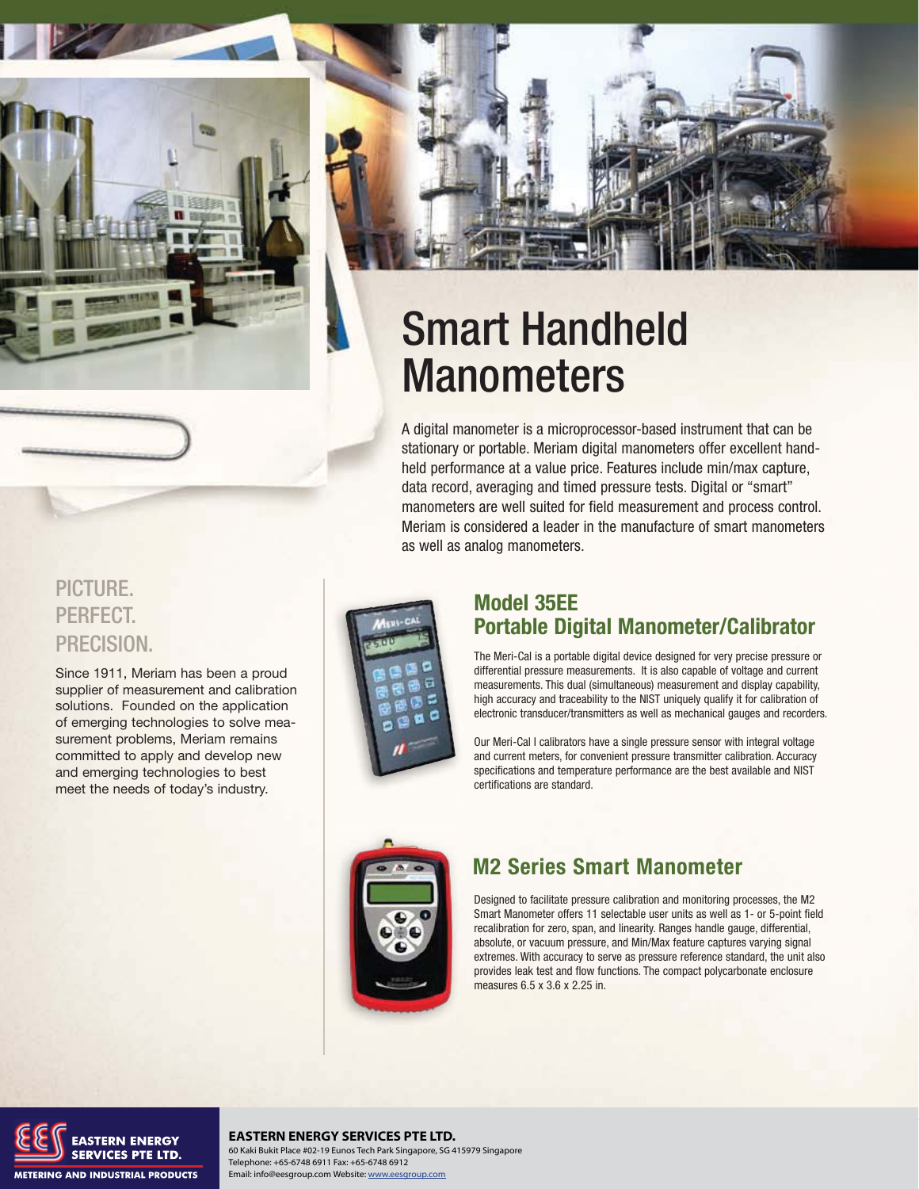# Smart Handheld Manometers

A digital manometer is a microprocessor-based instrument that can be stationary or portable. Meriam digital manometers offer excellent hand-held performance at a value price. Features include min/max capture, data record, averaging and timed pressure tests. Digital or "smart" manometers are well suited for field measurement and process control. Meriam is considered a leader in the manufacture of smart manometers as well as analog manometers.

## PICTURE. PERFECT. PRECISION.

Since 1911, Meriam has been a proud supplier of measurement and calibration solutions. Founded on the application of emerging technologies to solve measurement problems, Meriam remains committed to apply and develop new and emerging technologies to best meet the needs of today's industry.

## Model 35EE Portable Digital Manometer/Calibrator

The Meri-Cal is a portable digital device designed for very precise pressure or differential pressure measurements. It is also capable of voltage and current measurements. This dual (simultaneous) measurement and display capability, high accuracy and traceability to the NIST uniquely qualify it for calibration of electronic transducer/transmitters as well as mechanical gauges and recorders.

Our Meri-Cal I calibrators have a single pressure sensor with integral voltage and current meters, for convenient pressure transmitter calibration. Accuracy specifications and temperature performance are the best available and NIST certifications are standard.

## M2 Series Smart Manometer

Designed to facilitate pressure calibration and monitoring processes, the M2 Smart Manometer offers 11 selectable user units as well as 1- or 5-point field recalibration for zero, span, and linearity. Ranges handle gauge, differential, absolute, or vacuum pressure, and Min/Max feature captures varying signal extremes. With accuracy to serve as pressure reference standard, the unit also provides leak test and flow functions. The compact polycarbonate enclosure measures 6.5 x 3.6 x 2.25 in.

EASTERN ENERGY SERVICES PTE LTD.
METERING AND INDUSTRIAL PRODUCTS

**EASTERN ENERGY SERVICES PTE LTD.**
60 Kaki Bukit Place #02-19 Eunos Tech Park Singapore, SG 415979 Singapore
Telephone: +65-6748 6911 Fax: +65-6748 6912
Email: info@eesgroup.com Website: www.eesgroup.com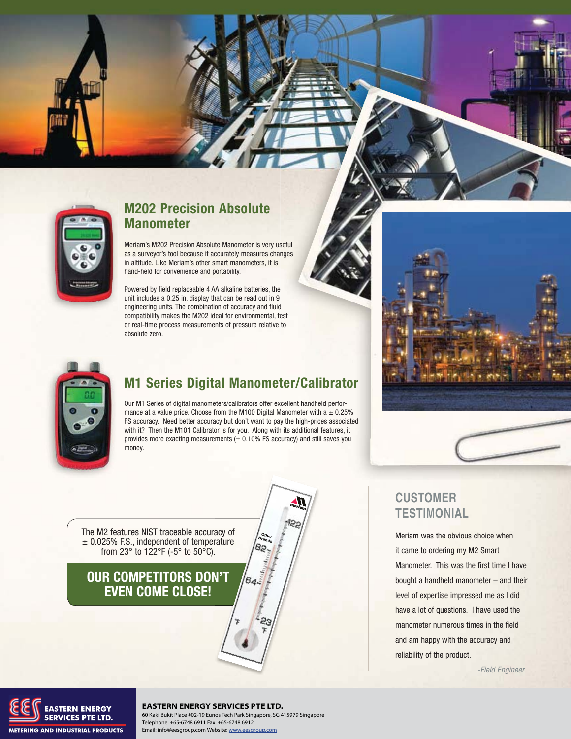## M202 Precision Absolute Manometer

Meriam's M202 Precision Absolute Manometer is very useful as a surveyor's tool because it accurately measures changes in altitude. Like Meriam's other smart manometers, it is hand-held for convenience and portability.

Powered by field replaceable 4 AA alkaline batteries, the unit includes a 0.25 in. display that can be read out in 9 engineering units. The combination of accuracy and fluid compatibility makes the M202 ideal for environmental, test or real-time process measurements of pressure relative to absolute zero.

## M1 Series Digital Manometer/Calibrator

Our M1 Series of digital manometers/calibrators offer excellent handheld performance at a value price. Choose from the M100 Digital Manometer with a ± 0.25% FS accuracy. Need better accuracy but don't want to pay the high-prices associated with it? Then the M101 Calibrator is for you. Along with its additional features, it provides more exacting measurements (± 0.10% FS accuracy) and still saves you money.

The M2 features NIST traceable accuracy of ± 0.025% F.S., independent of temperature from 23° to 122°F (-5° to 50°C).

**OUR COMPETITORS DON'T EVEN COME CLOSE!**

## CUSTOMER TESTIMONIAL

Meriam was the obvious choice when it came to ordering my M2 Smart Manometer. This was the first time I have bought a handheld manometer – and their level of expertise impressed me as I did have a lot of questions. I have used the manometer numerous times in the field and am happy with the accuracy and reliability of the product.

*-Field Engineer*

**EASTERN ENERGY SERVICES PTE LTD.**
60 Kaki Bukit Place #02-19 Eunos Tech Park Singapore, SG 415979 Singapore
Telephone: +65-6748 6911 Fax: +65-6748 6912
Email: info@eesgroup.com Website: www.eesgroup.com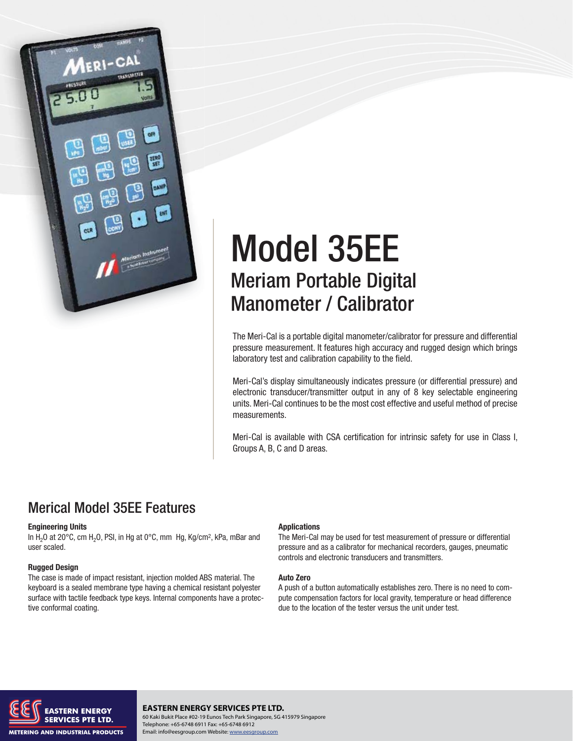# Model 35EE

## Meriam Portable Digital Manometer / Calibrator

The Meri-Cal is a portable digital manometer/calibrator for pressure and differential pressure measurement. It features high accuracy and rugged design which brings laboratory test and calibration capability to the field.

Meri-Cal's display simultaneously indicates pressure (or differential pressure) and electronic transducer/transmitter output in any of 8 key selectable engineering units. Meri-Cal continues to be the most cost effective and useful method of precise measurements.

Meri-Cal is available with CSA certification for intrinsic safety for use in Class I, Groups A, B, C and D areas.

## Merical Model 35EE Features

**Engineering Units**

In $H_2O$ at 20°C, cm $H_2O$, PSI, in Hg at 0°C, mm Hg, Kg/cm², kPa, mBar and user scaled.

**Rugged Design**

The case is made of impact resistant, injection molded ABS material. The keyboard is a sealed membrane type having a chemical resistant polyester surface with tactile feedback type keys. Internal components have a protective conformal coating.

**Applications**

The Meri-Cal may be used for test measurement of pressure or differential pressure and as a calibrator for mechanical recorders, gauges, pneumatic controls and electronic transducers and transmitters.

**Auto Zero**

A push of a button automatically establishes zero. There is no need to compute compensation factors for local gravity, temperature or head difference due to the location of the tester versus the unit under test.

**EASTERN ENERGY SERVICES PTE LTD.**
60 Kaki Bukit Place #02-19 Eunos Tech Park Singapore, SG 415979 Singapore
Telephone: +65-6748 6911 Fax: +65-6748 6912
Email: info@eesgroup.com Website: www.eesgroup.com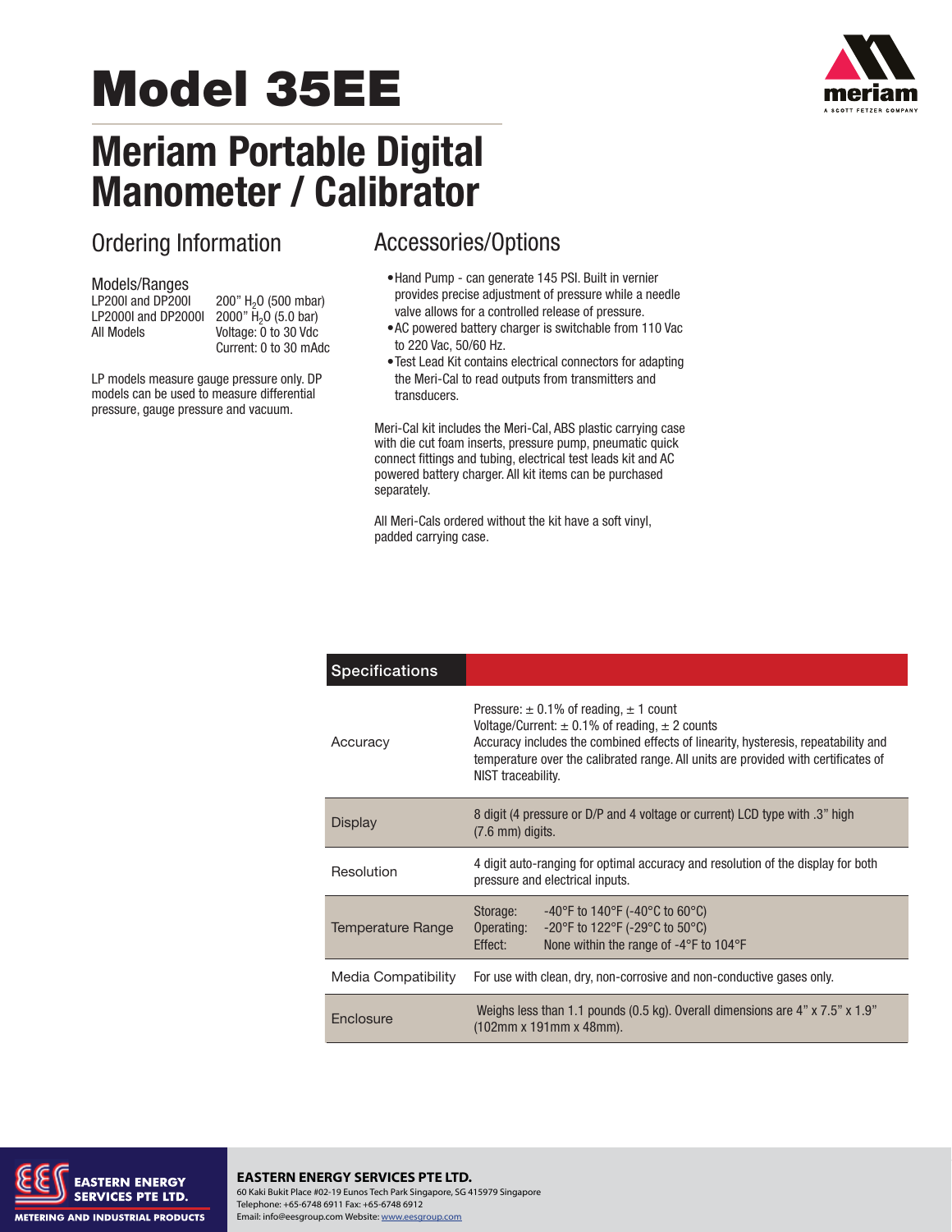# Model 35EE

# Meriam Portable Digital Manometer / Calibrator

## Ordering Information

### Models/Ranges

| | |
|---|---|
| LP200I and DP200I | 200" $H_2O$ (500 mbar) |
| LP2000I and DP2000I | 2000" $H_2O$ (5.0 bar) |
| All Models | Voltage: 0 to 30 Vdc<br>Current: 0 to 30 mAdc |

LP models measure gauge pressure only. DP models can be used to measure differential pressure, gauge pressure and vacuum.

## Accessories/Options

- Hand Pump - can generate 145 PSI. Built in vernier provides precise adjustment of pressure while a needle valve allows for a controlled release of pressure.
- AC powered battery charger is switchable from 110 Vac to 220 Vac, 50/60 Hz.
- Test Lead Kit contains electrical connectors for adapting the Meri-Cal to read outputs from transmitters and transducers.

Meri-Cal kit includes the Meri-Cal, ABS plastic carrying case with die cut foam inserts, pressure pump, pneumatic quick connect fittings and tubing, electrical test leads kit and AC powered battery charger. All kit items can be purchased separately.

All Meri-Cals ordered without the kit have a soft vinyl, padded carrying case.

## Specifications

| Specifications | |
|---|---|
| Accuracy | Pressure: ± 0.1% of reading, ± 1 count<br>Voltage/Current: ± 0.1% of reading, ± 2 counts<br>Accuracy includes the combined effects of linearity, hysteresis, repeatability and temperature over the calibrated range. All units are provided with certificates of NIST traceability. |
| Display | 8 digit (4 pressure or D/P and 4 voltage or current) LCD type with .3" high (7.6 mm) digits. |
| Resolution | 4 digit auto-ranging for optimal accuracy and resolution of the display for both pressure and electrical inputs. |
| Temperature Range | Storage: -40°F to 140°F (-40°C to 60°C)<br>Operating: -20°F to 122°F (-29°C to 50°C)<br>Effect: None within the range of -4°F to 104°F |
| Media Compatibility | For use with clean, dry, non-corrosive and non-conductive gases only. |
| Enclosure | Weighs less than 1.1 pounds (0.5 kg). Overall dimensions are 4" x 7.5" x 1.9" (102mm x 191mm x 48mm). |

**EASTERN ENERGY SERVICES PTE LTD.**
60 Kaki Bukit Place #02-19 Eunos Tech Park Singapore, SG 415979 Singapore
Telephone: +65-6748 6911 Fax: +65-6748 6912
Email: info@eesgroup.com Website: www.eesgroup.com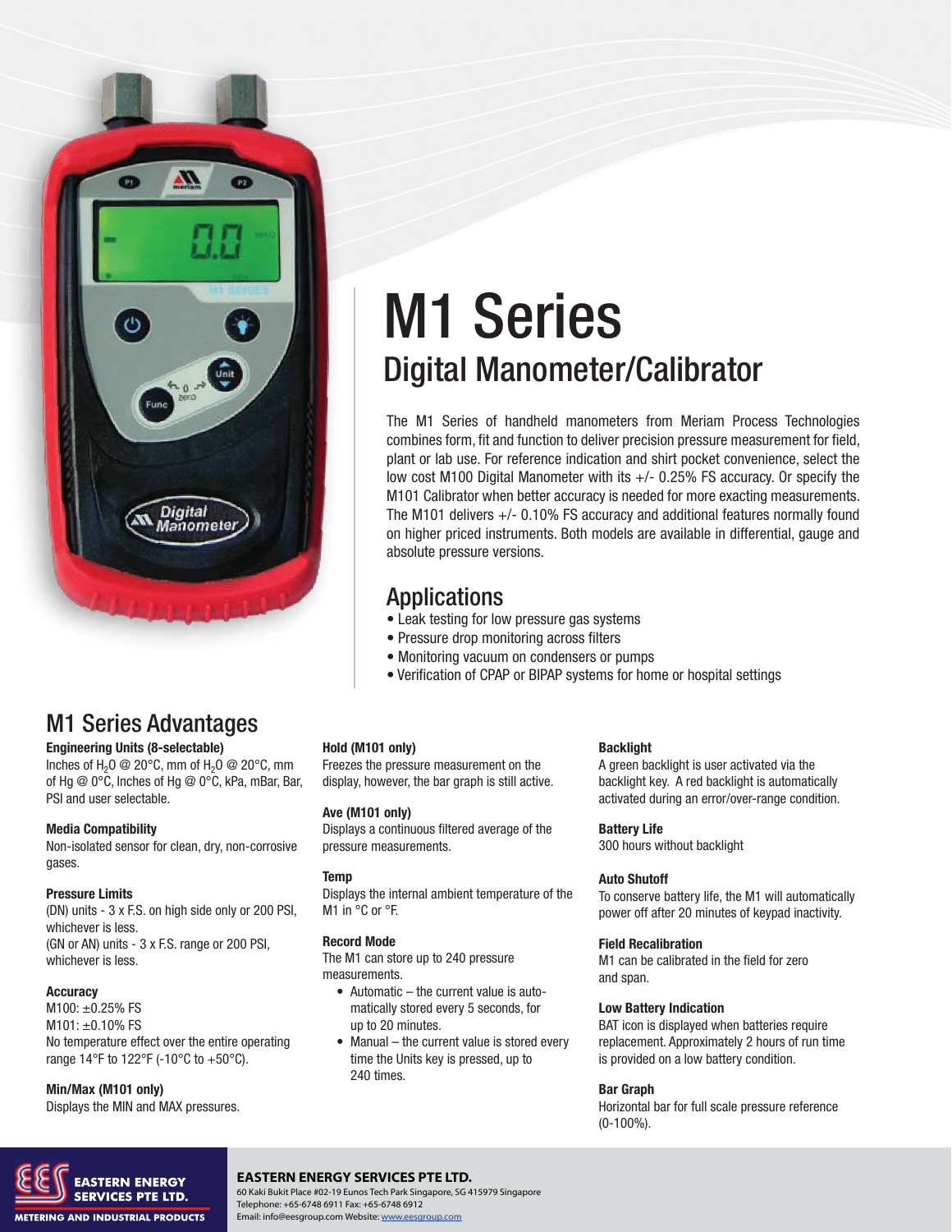# M1 Series

## Digital Manometer/Calibrator

The M1 Series of handheld manometers from Meriam Process Technologies combines form, fit and function to deliver precision pressure measurement for field, plant or lab use. For reference indication and shirt pocket convenience, select the low cost M100 Digital Manometer with its +/- 0.25% FS accuracy. Or specify the M101 Calibrator when better accuracy is needed for more exacting measurements. The M101 delivers +/- 0.10% FS accuracy and additional features normally found on higher priced instruments. Both models are available in differential, gauge and absolute pressure versions.

## Applications

- Leak testing for low pressure gas systems
- Pressure drop monitoring across filters
- Monitoring vacuum on condensers or pumps
- Verification of CPAP or BIPAP systems for home or hospital settings

## M1 Series Advantages

**Engineering Units (8-selectable)**
Inches of $H_2O$ @ 20°C, mm of $H_2O$ @ 20°C, mm of Hg @ 0°C, Inches of Hg @ 0°C, kPa, mBar, Bar, PSI and user selectable.

**Media Compatibility**
Non-isolated sensor for clean, dry, non-corrosive gases.

**Pressure Limits**
(DN) units - 3 x F.S. on high side only or 200 PSI, whichever is less.
(GN or AN) units - 3 x F.S. range or 200 PSI, whichever is less.

**Accuracy**
M100: ±0.25% FS
M101: ±0.10% FS
No temperature effect over the entire operating range 14°F to 122°F (-10°C to +50°C).

**Min/Max (M101 only)**
Displays the MIN and MAX pressures.

**Hold (M101 only)**
Freezes the pressure measurement on the display, however, the bar graph is still active.

**Ave (M101 only)**
Displays a continuous filtered average of the pressure measurements.

**Temp**
Displays the internal ambient temperature of the M1 in °C or °F.

**Record Mode**
The M1 can store up to 240 pressure measurements.

- Automatic – the current value is automatically stored every 5 seconds, for up to 20 minutes.
- Manual – the current value is stored every time the Units key is pressed, up to 240 times.

**Backlight**
A green backlight is user activated via the backlight key. A red backlight is automatically activated during an error/over-range condition.

**Battery Life**
300 hours without backlight

**Auto Shutoff**
To conserve battery life, the M1 will automatically power off after 20 minutes of keypad inactivity.

**Field Recalibration**
M1 can be calibrated in the field for zero and span.

**Low Battery Indication**
BAT icon is displayed when batteries require replacement. Approximately 2 hours of run time is provided on a low battery condition.

**Bar Graph**
Horizontal bar for full scale pressure reference (0-100%).

**EASTERN ENERGY SERVICES PTE LTD.**
60 Kaki Bukit Place #02-19 Eunos Tech Park Singapore, SG 415979 Singapore
Telephone: +65-6748 6911 Fax: +65-6748 6912
Email: info@eesgroup.com Website: www.eesgroup.com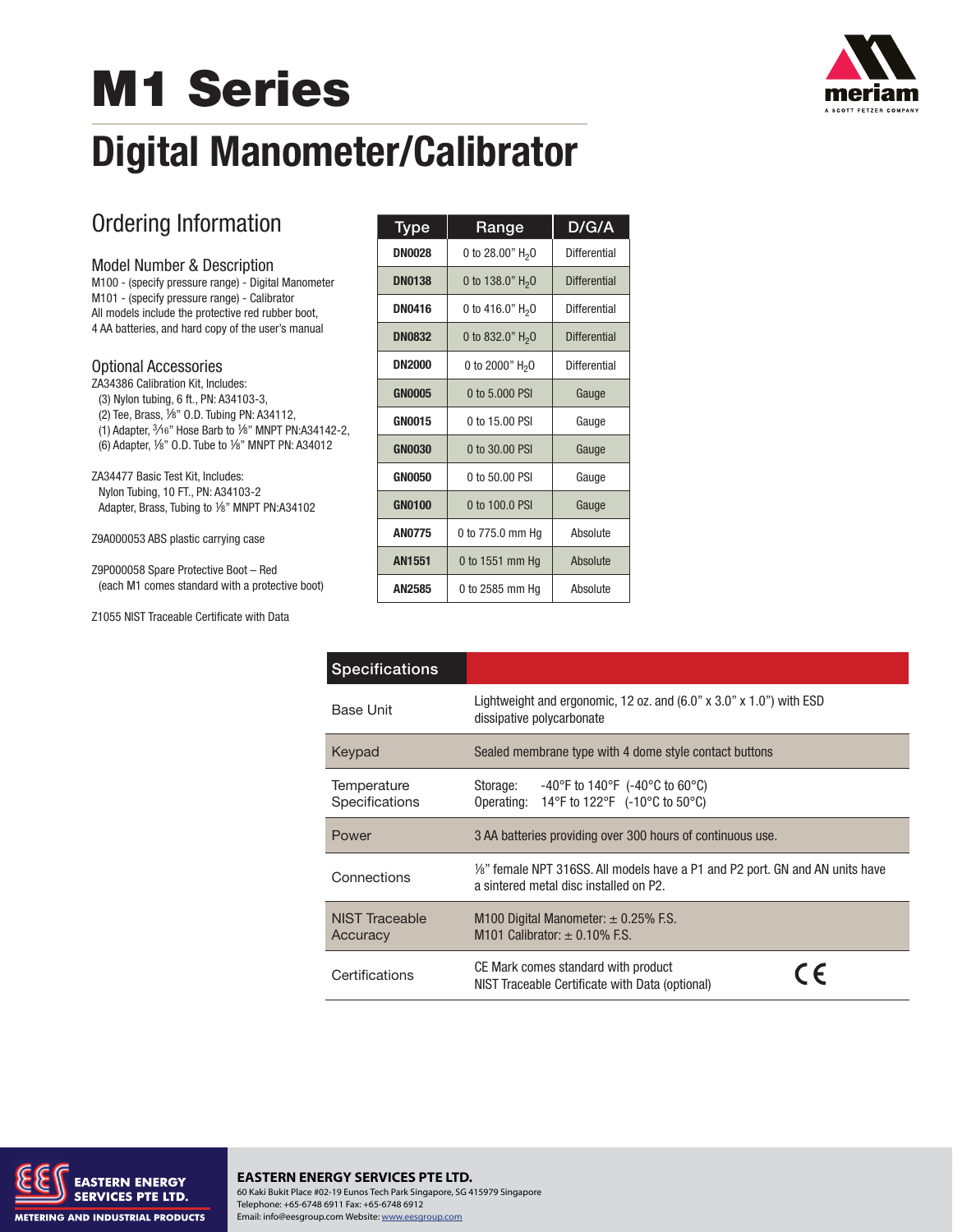# M1 Series

# Digital Manometer/Calibrator

## Ordering Information

### Model Number & Description

M100 - (specify pressure range) - Digital Manometer
M101 - (specify pressure range) - Calibrator
All models include the protective red rubber boot, 4 AA batteries, and hard copy of the user's manual

### Optional Accessories

ZA34386 Calibration Kit, Includes:
(3) Nylon tubing, 6 ft., PN: A34103-3,
(2) Tee, Brass, ⅛" O.D. Tubing PN: A34112,
(1) Adapter, 3⁄16" Hose Barb to ⅛" MNPT PN:A34142-2,
(6) Adapter, ⅛" O.D. Tube to ⅛" MNPT PN: A34012

ZA34477 Basic Test Kit, Includes:
Nylon Tubing, 10 FT., PN: A34103-2
Adapter, Brass, Tubing to ⅛" MNPT PN:A34102

Z9A000053 ABS plastic carrying case

Z9P000058 Spare Protective Boot – Red
(each M1 comes standard with a protective boot)

Z1055 NIST Traceable Certificate with Data

| Type | Range | D/G/A |
|---|---|---|
| DN0028 | 0 to 28.00" $H_2O$ | Differential |
| DN0138 | 0 to 138.0" $H_2O$ | Differential |
| DN0416 | 0 to 416.0" $H_2O$ | Differential |
| DN0832 | 0 to 832.0" $H_2O$ | Differential |
| DN2000 | 0 to 2000" $H_2O$ | Differential |
| GN0005 | 0 to 5.000 PSI | Gauge |
| GN0015 | 0 to 15.00 PSI | Gauge |
| GN0030 | 0 to 30.00 PSI | Gauge |
| GN0050 | 0 to 50.00 PSI | Gauge |
| GN0100 | 0 to 100.0 PSI | Gauge |
| AN0775 | 0 to 775.0 mm Hg | Absolute |
| AN1551 | 0 to 1551 mm Hg | Absolute |
| AN2585 | 0 to 2585 mm Hg | Absolute |

| Specifications | |
|---|---|
| Base Unit | Lightweight and ergonomic, 12 oz. and (6.0" x 3.0" x 1.0") with ESD dissipative polycarbonate |
| Keypad | Sealed membrane type with 4 dome style contact buttons |
| Temperature Specifications | Storage: -40°F to 140°F (-40°C to 60°C)<br>Operating: 14°F to 122°F (-10°C to 50°C) |
| Power | 3 AA batteries providing over 300 hours of continuous use. |
| Connections | ⅛" female NPT 316SS. All models have a P1 and P2 port. GN and AN units have a sintered metal disc installed on P2. |
| NIST Traceable Accuracy | M100 Digital Manometer: ± 0.25% F.S.<br>M101 Calibrator: ± 0.10% F.S. |
| Certifications | CE Mark comes standard with product<br>NIST Traceable Certificate with Data (optional) |

**EASTERN ENERGY SERVICES PTE LTD.**
60 Kaki Bukit Place #02-19 Eunos Tech Park Singapore, SG 415979 Singapore
Telephone: +65-6748 6911 Fax: +65-6748 6912
Email: info@eesgroup.com Website: www.eesgroup.com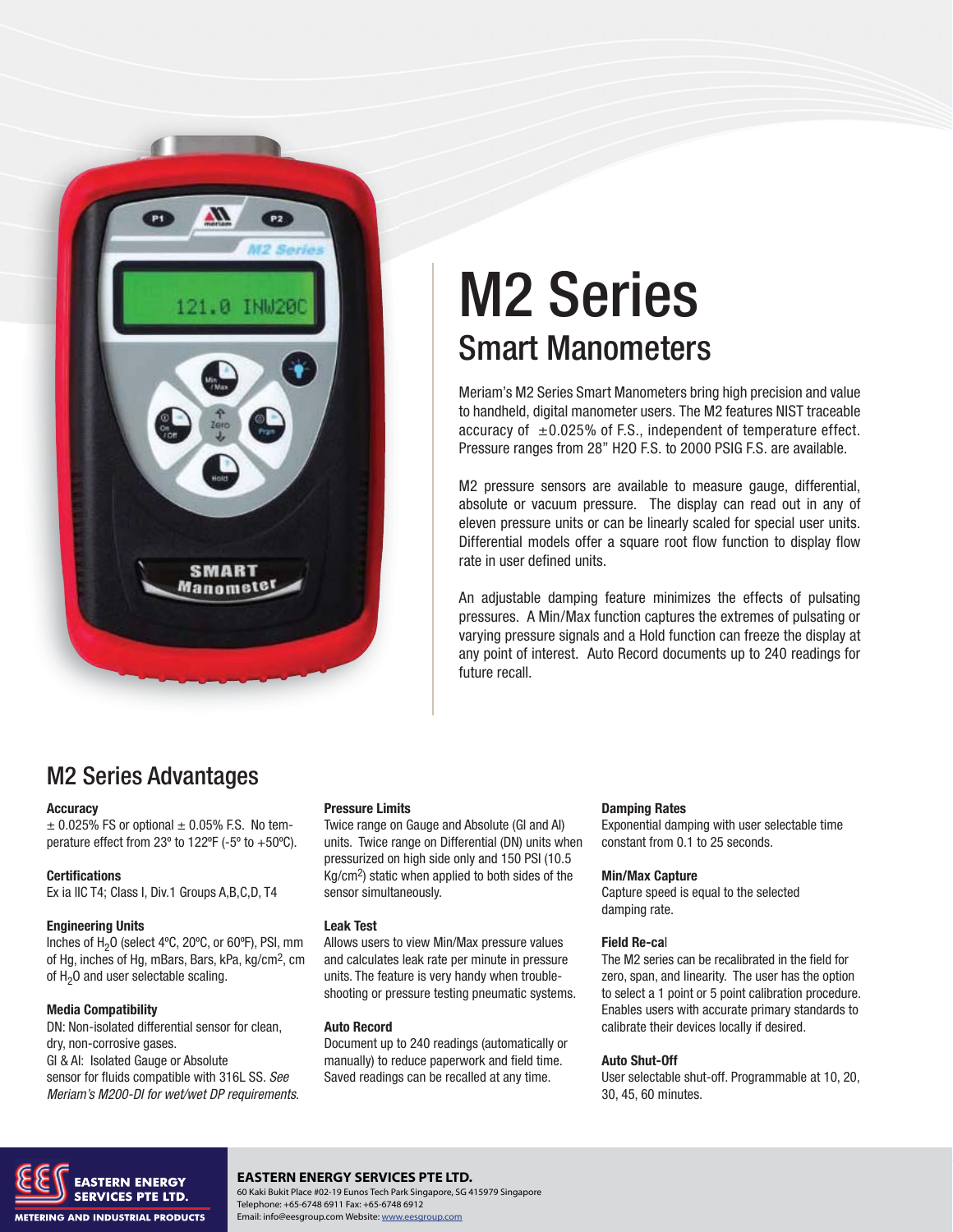# M2 Series

## Smart Manometers

Meriam's M2 Series Smart Manometers bring high precision and value to handheld, digital manometer users. The M2 features NIST traceable accuracy of ±0.025% of F.S., independent of temperature effect. Pressure ranges from 28" H20 F.S. to 2000 PSIG F.S. are available.

M2 pressure sensors are available to measure gauge, differential, absolute or vacuum pressure. The display can read out in any of eleven pressure units or can be linearly scaled for special user units. Differential models offer a square root flow function to display flow rate in user defined units.

An adjustable damping feature minimizes the effects of pulsating pressures. A Min/Max function captures the extremes of pulsating or varying pressure signals and a Hold function can freeze the display at any point of interest. Auto Record documents up to 240 readings for future recall.

## M2 Series Advantages

**Accuracy**
± 0.025% FS or optional ± 0.05% F.S. No temperature effect from 23º to 122ºF (-5º to +50ºC).

**Certifications**
Ex ia IIC T4; Class I, Div.1 Groups A,B,C,D, T4

**Engineering Units**
Inches of $H_2O$ (select 4ºC, 20ºC, or 60ºF), PSI, mm of Hg, inches of Hg, mBars, Bars, kPa, kg/cm$^2$, cm of $H_2O$ and user selectable scaling.

**Media Compatibility**
DN: Non-isolated differential sensor for clean, dry, non-corrosive gases.
GI & AI: Isolated Gauge or Absolute sensor for fluids compatible with 316L SS. *See Meriam's M200-DI for wet/wet DP requirements.*

**Pressure Limits**
Twice range on Gauge and Absolute (GI and AI) units. Twice range on Differential (DN) units when pressurized on high side only and 150 PSI (10.5 Kg/cm$^2$) static when applied to both sides of the sensor simultaneously.

**Leak Test**
Allows users to view Min/Max pressure values and calculates leak rate per minute in pressure units. The feature is very handy when troubleshooting or pressure testing pneumatic systems.

**Auto Record**
Document up to 240 readings (automatically or manually) to reduce paperwork and field time. Saved readings can be recalled at any time.

**Damping Rates**
Exponential damping with user selectable time constant from 0.1 to 25 seconds.

**Min/Max Capture**
Capture speed is equal to the selected damping rate.

**Field Re-cal**
The M2 series can be recalibrated in the field for zero, span, and linearity. The user has the option to select a 1 point or 5 point calibration procedure. Enables users with accurate primary standards to calibrate their devices locally if desired.

**Auto Shut-Off**
User selectable shut-off. Programmable at 10, 20, 30, 45, 60 minutes.

**EASTERN ENERGY SERVICES PTE LTD.**
60 Kaki Bukit Place #02-19 Eunos Tech Park Singapore, SG 415979 Singapore
Telephone: +65-6748 6911 Fax: +65-6748 6912
Email: info@eesgroup.com Website: www.eesgroup.com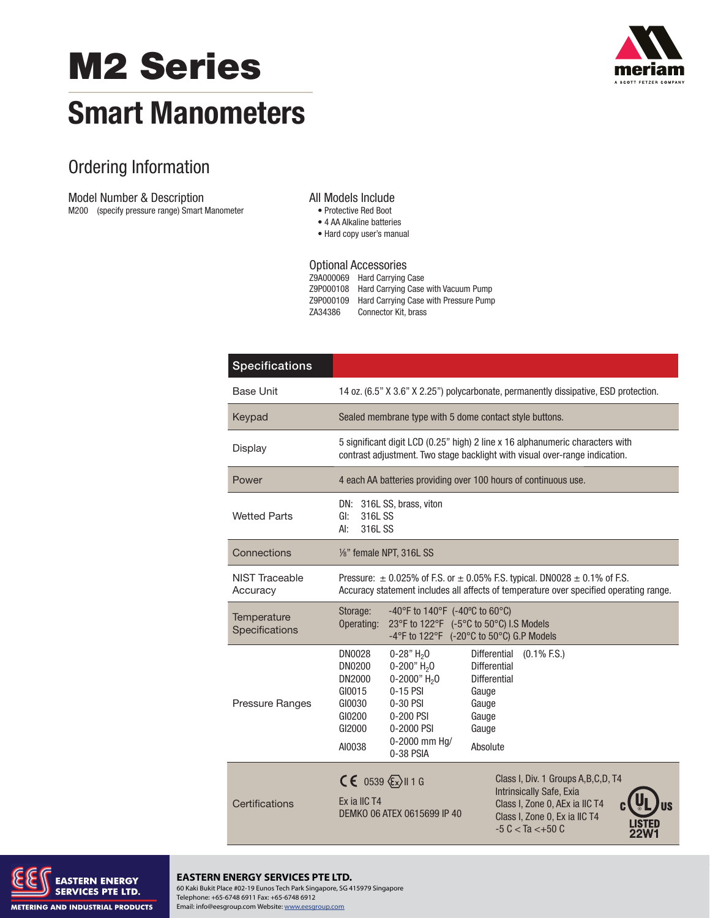# M2 Series

## Smart Manometers

meriam
A SCOTT FETZER COMPANY

### Ordering Information

**Model Number & Description**

M200 (specify pressure range) Smart Manometer

**All Models Include**

- Protective Red Boot
- 4 AA Alkaline batteries
- Hard copy user's manual

**Optional Accessories**

| | |
|---|---|
| Z9A000069 | Hard Carrying Case |
| Z9P000108 | Hard Carrying Case with Vacuum Pump |
| Z9P000109 | Hard Carrying Case with Pressure Pump |
| ZA34386 | Connector Kit, brass |

| Specifications | |
|---|---|
| Base Unit | 14 oz. (6.5" X 3.6" X 2.25") polycarbonate, permanently dissipative, ESD protection. |
| Keypad | Sealed membrane type with 5 dome contact style buttons. |
| Display | 5 significant digit LCD (0.25" high) 2 line x 16 alphanumeric characters with contrast adjustment. Two stage backlight with visual over-range indication. |
| Power | 4 each AA batteries providing over 100 hours of continuous use. |
| Wetted Parts | DN: 316L SS, brass, viton<br>GI: 316L SS<br>AI: 316L SS |
| Connections | ⅛" female NPT, 316L SS |
| NIST Traceable Accuracy | Pressure: ± 0.025% of F.S. or ± 0.05% F.S. typical. DN0028 ± 0.1% of F.S.<br>Accuracy statement includes all affects of temperature over specified operating range. |
| Temperature Specifications | Storage: -40°F to 140°F (-40ºC to 60°C)<br>Operating: 23°F to 122°F (-5°C to 50°C) I.S Models<br>-4°F to 122°F (-20°C to 50°C) G.P Models |
| Pressure Ranges | DN0028 0-28" $H_2O$ Differential (0.1% F.S.)<br>DN0200 0-200" $H_2O$ Differential<br>DN2000 0-2000" $H_2O$ Differential<br>GI0015 0-15 PSI Gauge<br>GI0030 0-30 PSI Gauge<br>GI0200 0-200 PSI Gauge<br>GI2000 0-2000 PSI Gauge<br>AI0038 0-2000 mm Hg/ 0-38 PSIA Absolute |
| Certifications | CE 0539 Ex II 1 G<br>Ex ia IIC T4<br>DEMKO 06 ATEX 0615699 IP 40<br><br>Class I, Div. 1 Groups A,B,C,D, T4<br>Intrinsically Safe, Exia<br>Class I, Zone 0, AEx ia IIC T4<br>Class I, Zone 0, Ex ia IIC T4<br>-5 C < Ta <+50 C<br>c UL us LISTED 22W1 |

EASTERN ENERGY SERVICES PTE LTD.
METERING AND INDUSTRIAL PRODUCTS

**EASTERN ENERGY SERVICES PTE LTD.**
60 Kaki Bukit Place #02-19 Eunos Tech Park Singapore, SG 415979 Singapore
Telephone: +65-6748 6911 Fax: +65-6748 6912
Email: info@eesgroup.com Website: www.eesgroup.com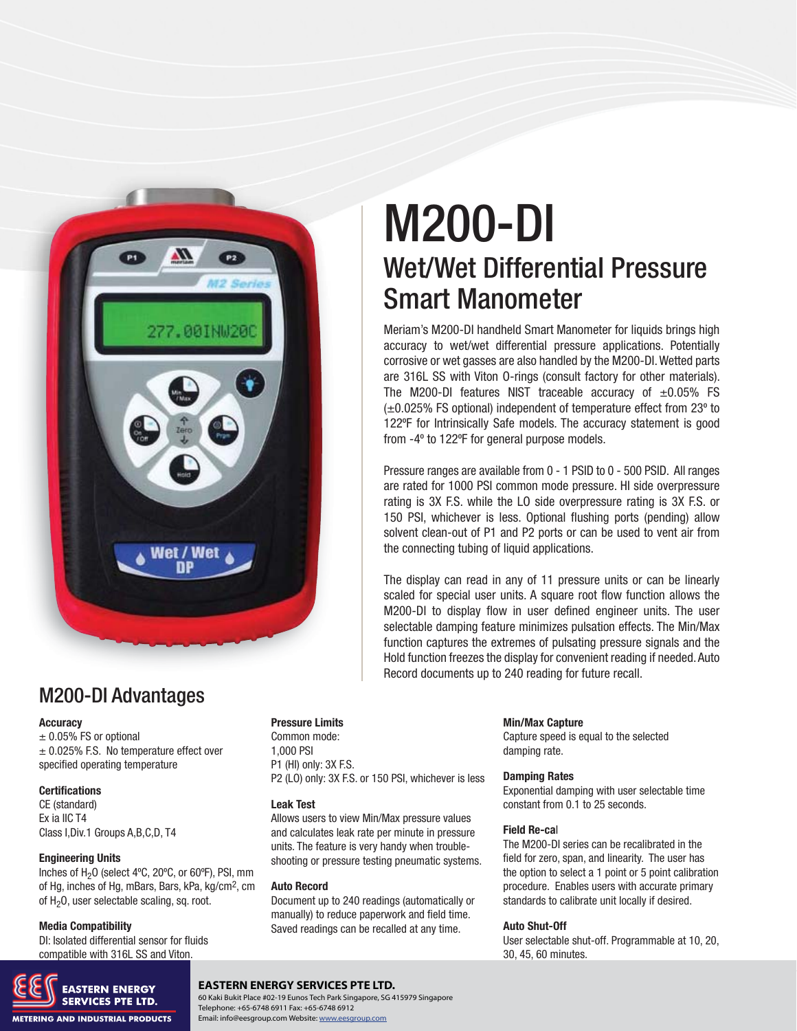# M200-DI

## Wet/Wet Differential Pressure Smart Manometer

Meriam's M200-DI handheld Smart Manometer for liquids brings high accuracy to wet/wet differential pressure applications. Potentially corrosive or wet gasses are also handled by the M200-DI. Wetted parts are 316L SS with Viton O-rings (consult factory for other materials). The M200-DI features NIST traceable accuracy of ±0.05% FS (±0.025% FS optional) independent of temperature effect from 23º to 122ºF for Intrinsically Safe models. The accuracy statement is good from -4º to 122ºF for general purpose models.

Pressure ranges are available from 0 - 1 PSID to 0 - 500 PSID. All ranges are rated for 1000 PSI common mode pressure. HI side overpressure rating is 3X F.S. while the LO side overpressure rating is 3X F.S. or 150 PSI, whichever is less. Optional flushing ports (pending) allow solvent clean-out of P1 and P2 ports or can be used to vent air from the connecting tubing of liquid applications.

The display can read in any of 11 pressure units or can be linearly scaled for special user units. A square root flow function allows the M200-DI to display flow in user defined engineer units. The user selectable damping feature minimizes pulsation effects. The Min/Max function captures the extremes of pulsating pressure signals and the Hold function freezes the display for convenient reading if needed. Auto Record documents up to 240 reading for future recall.

## M200-DI Advantages

**Accuracy**
± 0.05% FS or optional
± 0.025% F.S. No temperature effect over specified operating temperature

**Certifications**
CE (standard)
Ex ia IIC T4
Class I,Div.1 Groups A,B,C,D, T4

**Engineering Units**
Inches of $H_2O$ (select 4ºC, 20ºC, or 60ºF), PSI, mm of Hg, inches of Hg, mBars, Bars, kPa, kg/cm$^2$, cm of $H_2O$, user selectable scaling, sq. root.

**Media Compatibility**
DI: Isolated differential sensor for fluids compatible with 316L SS and Viton.

**Pressure Limits**
Common mode:
1,000 PSI
P1 (HI) only: 3X F.S.
P2 (LO) only: 3X F.S. or 150 PSI, whichever is less

**Leak Test**
Allows users to view Min/Max pressure values and calculates leak rate per minute in pressure units. The feature is very handy when trouble-shooting or pressure testing pneumatic systems.

**Auto Record**
Document up to 240 readings (automatically or manually) to reduce paperwork and field time. Saved readings can be recalled at any time.

**Min/Max Capture**
Capture speed is equal to the selected damping rate.

**Damping Rates**
Exponential damping with user selectable time constant from 0.1 to 25 seconds.

**Field Re-cal**
The M200-DI series can be recalibrated in the field for zero, span, and linearity. The user has the option to select a 1 point or 5 point calibration procedure. Enables users with accurate primary standards to calibrate unit locally if desired.

**Auto Shut-Off**
User selectable shut-off. Programmable at 10, 20, 30, 45, 60 minutes.

**EASTERN ENERGY SERVICES PTE LTD.**
60 Kaki Bukit Place #02-19 Eunos Tech Park Singapore, SG 415979 Singapore
Telephone: +65-6748 6911 Fax: +65-6748 6912
Email: info@eesgroup.com Website: www.eesgroup.com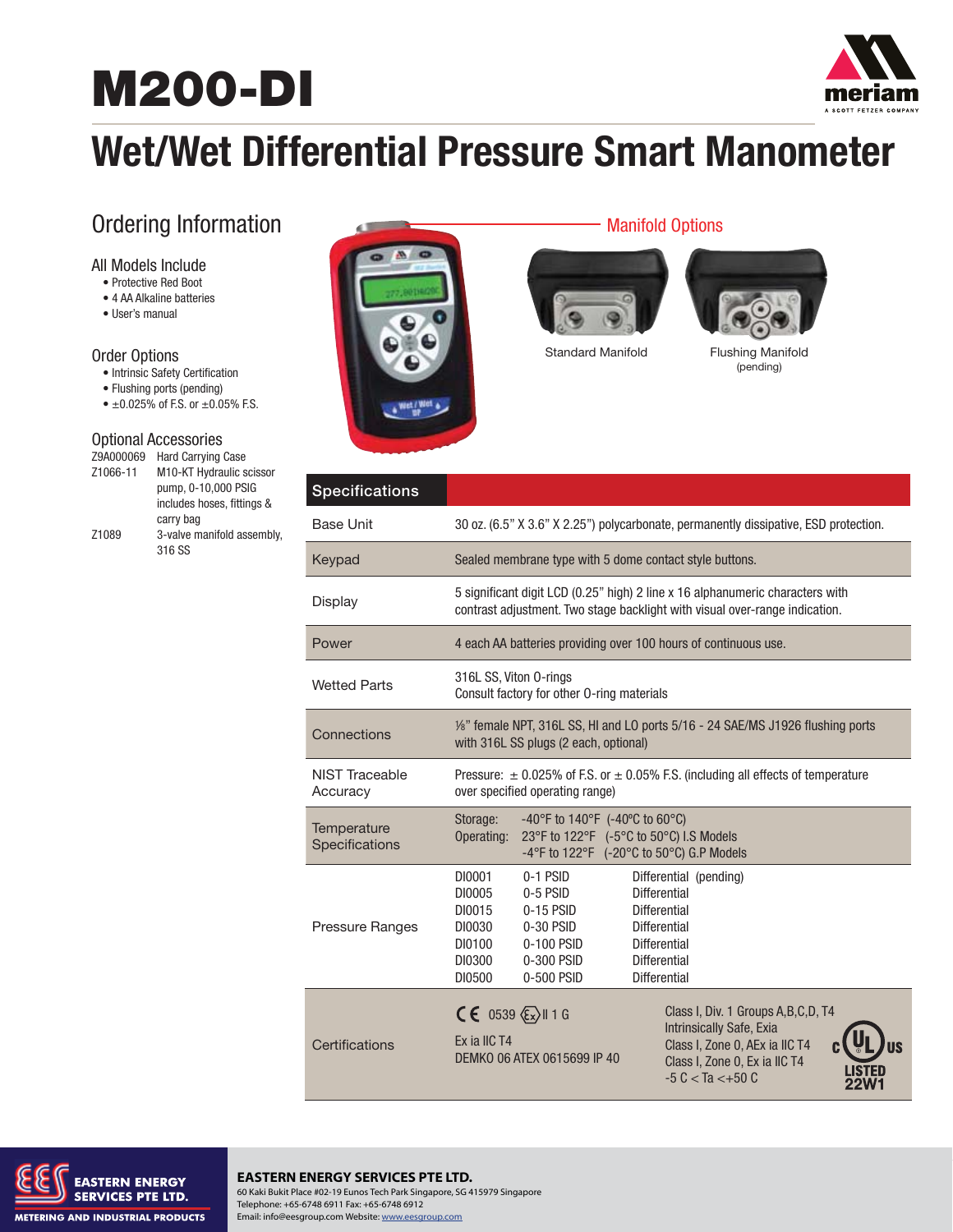# M200-DI

## Wet/Wet Differential Pressure Smart Manometer

### Ordering Information

**All Models Include**

- Protective Red Boot
- 4 AA Alkaline batteries
- User's manual

**Order Options**

- Intrinsic Safety Certification
- Flushing ports (pending)
- ±0.025% of F.S. or ±0.05% F.S.

**Optional Accessories**

| | |
|---|---|
| Z9A000069 | Hard Carrying Case |
| Z1066-11 | M10-KT Hydraulic scissor pump, 0-10,000 PSIG includes hoses, fittings & carry bag |
| Z1089 | 3-valve manifold assembly, 316 SS |

Manifold Options

Standard Manifold

Flushing Manifold (pending)

| Specifications | |
|---|---|
| Base Unit | 30 oz. (6.5" X 3.6" X 2.25") polycarbonate, permanently dissipative, ESD protection. |
| Keypad | Sealed membrane type with 5 dome contact style buttons. |
| Display | 5 significant digit LCD (0.25" high) 2 line x 16 alphanumeric characters with contrast adjustment. Two stage backlight with visual over-range indication. |
| Power | 4 each AA batteries providing over 100 hours of continuous use. |
| Wetted Parts | 316L SS, Viton O-rings<br>Consult factory for other O-ring materials |
| Connections | ⅛" female NPT, 316L SS, HI and LO ports 5/16 - 24 SAE/MS J1926 flushing ports with 316L SS plugs (2 each, optional) |
| NIST Traceable Accuracy | Pressure: ± 0.025% of F.S. or ± 0.05% F.S. (including all effects of temperature over specified operating range) |
| Temperature Specifications | Storage: -40°F to 140°F (-40°C to 60°C)<br>Operating: 23°F to 122°F (-5°C to 50°C) I.S Models<br>-4°F to 122°F (-20°C to 50°C) G.P Models |
| Pressure Ranges | DI0001 0-1 PSID Differential (pending)<br>DI0005 0-5 PSID Differential<br>DI0015 0-15 PSID Differential<br>DI0030 0-30 PSID Differential<br>DI0100 0-100 PSID Differential<br>DI0300 0-300 PSID Differential<br>DI0500 0-500 PSID Differential |
| Certifications | CE 0539 Ex II 1 G<br>Ex ia IIC T4<br>DEMKO 06 ATEX 0615699 IP 40<br><br>Class I, Div. 1 Groups A,B,C,D, T4<br>Intrinsically Safe, Exia<br>Class I, Zone 0, AEx ia IIC T4<br>Class I, Zone 0, Ex ia IIC T4<br>-5 C < Ta <+50 C<br>c UL us LISTED 22W1 |

**EASTERN ENERGY SERVICES PTE LTD.**
60 Kaki Bukit Place #02-19 Eunos Tech Park Singapore, SG 415979 Singapore
Telephone: +65-6748 6911 Fax: +65-6748 6912
Email: info@eesgroup.com Website: www.eesgroup.com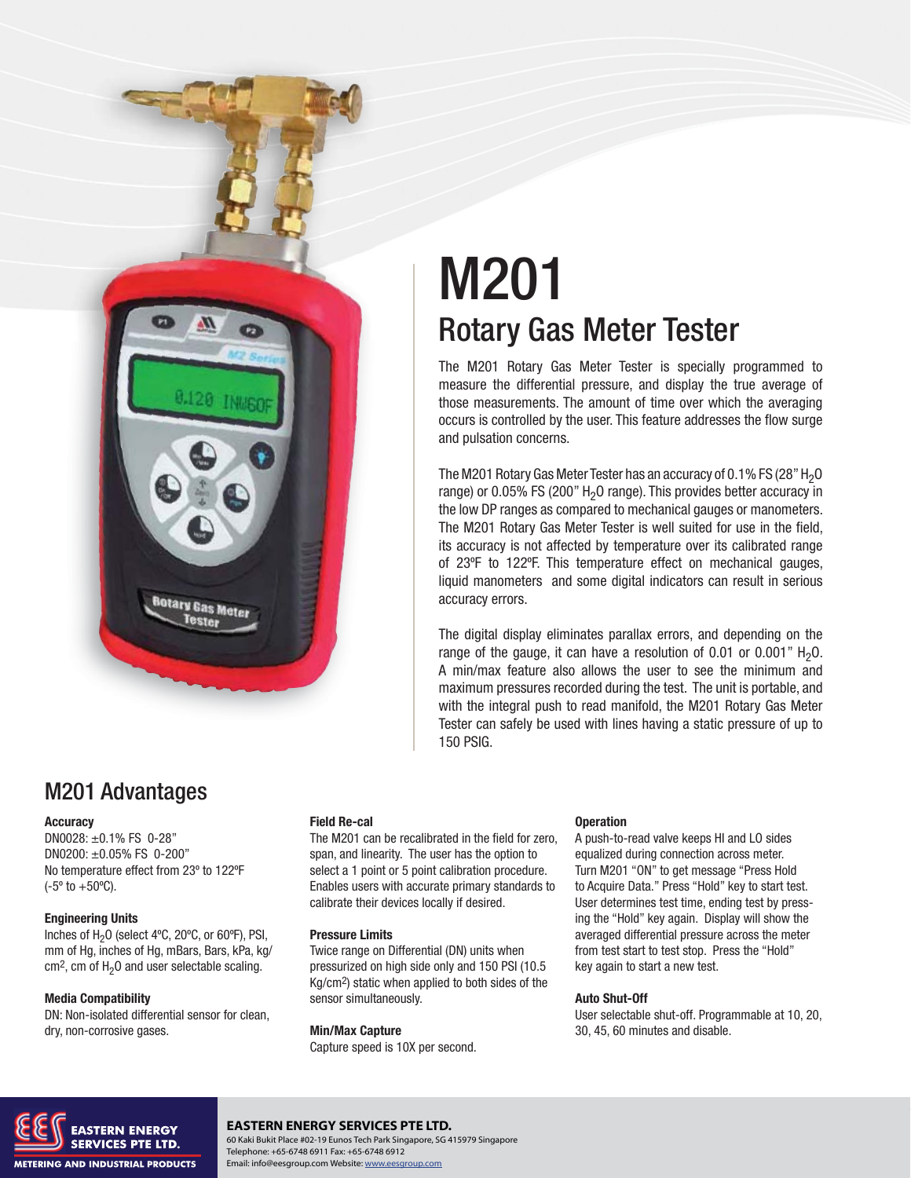# M201

## Rotary Gas Meter Tester

The M201 Rotary Gas Meter Tester is specially programmed to measure the differential pressure, and display the true average of those measurements. The amount of time over which the averaging occurs is controlled by the user. This feature addresses the flow surge and pulsation concerns.

The M201 Rotary Gas Meter Tester has an accuracy of 0.1% FS (28" $H_2O$ range) or 0.05% FS (200" $H_2O$ range). This provides better accuracy in the low DP ranges as compared to mechanical gauges or manometers. The M201 Rotary Gas Meter Tester is well suited for use in the field, its accuracy is not affected by temperature over its calibrated range of 23ºF to 122ºF. This temperature effect on mechanical gauges, liquid manometers and some digital indicators can result in serious accuracy errors.

The digital display eliminates parallax errors, and depending on the range of the gauge, it can have a resolution of 0.01 or 0.001" $H_2O$. A min/max feature also allows the user to see the minimum and maximum pressures recorded during the test. The unit is portable, and with the integral push to read manifold, the M201 Rotary Gas Meter Tester can safely be used with lines having a static pressure of up to 150 PSIG.

## M201 Advantages

**Accuracy**
DN0028: ±0.1% FS 0-28"
DN0200: ±0.05% FS 0-200"
No temperature effect from 23º to 122ºF (-5º to +50ºC).

**Engineering Units**
Inches of $H_2O$ (select 4ºC, 20ºC, or 60ºF), PSI, mm of Hg, inches of Hg, mBars, Bars, kPa, kg/cm$^2$, cm of $H_2O$ and user selectable scaling.

**Media Compatibility**
DN: Non-isolated differential sensor for clean, dry, non-corrosive gases.

**Field Re-cal**
The M201 can be recalibrated in the field for zero, span, and linearity. The user has the option to select a 1 point or 5 point calibration procedure. Enables users with accurate primary standards to calibrate their devices locally if desired.

**Pressure Limits**
Twice range on Differential (DN) units when pressurized on high side only and 150 PSI (10.5 Kg/cm$^2$) static when applied to both sides of the sensor simultaneously.

**Min/Max Capture**
Capture speed is 10X per second.

**Operation**
A push-to-read valve keeps HI and LO sides equalized during connection across meter. Turn M201 "ON" to get message "Press Hold to Acquire Data." Press "Hold" key to start test. User determines test time, ending test by pressing the "Hold" key again. Display will show the averaged differential pressure across the meter from test start to test stop. Press the "Hold" key again to start a new test.

**Auto Shut-Off**
User selectable shut-off. Programmable at 10, 20, 30, 45, 60 minutes and disable.

**EASTERN ENERGY SERVICES PTE LTD.**
60 Kaki Bukit Place #02-19 Eunos Tech Park Singapore, SG 415979 Singapore
Telephone: +65-6748 6911 Fax: +65-6748 6912
Email: info@eesgroup.com Website: www.eesgroup.com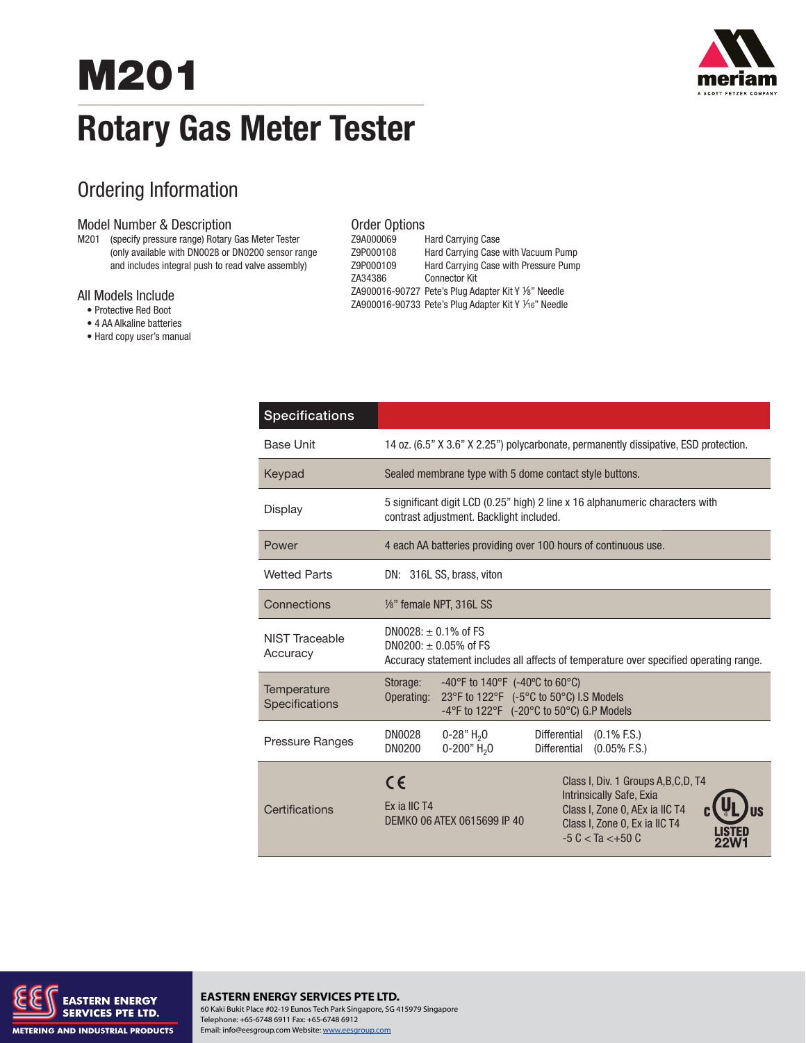# M201

# Rotary Gas Meter Tester

## Ordering Information

### Model Number & Description

M201 (specify pressure range) Rotary Gas Meter Tester (only available with DN0028 or DN0200 sensor range and includes integral push to read valve assembly)

### All Models Include

- Protective Red Boot
- 4 AA Alkaline batteries
- Hard copy user's manual

### Order Options

| | |
|---|---|
| Z9A000069 | Hard Carrying Case |
| Z9P000108 | Hard Carrying Case with Vacuum Pump |
| Z9P000109 | Hard Carrying Case with Pressure Pump |
| ZA34386 | Connector Kit |
| ZA900016-90727 | Pete's Plug Adapter Kit Y ⅛" Needle |
| ZA900016-90733 | Pete's Plug Adapter Kit Y 1⁄16" Needle |

| Specifications | |
|---|---|
| Base Unit | 14 oz. (6.5" X 3.6" X 2.25") polycarbonate, permanently dissipative, ESD protection. |
| Keypad | Sealed membrane type with 5 dome contact style buttons. |
| Display | 5 significant digit LCD (0.25" high) 2 line x 16 alphanumeric characters with contrast adjustment. Backlight included. |
| Power | 4 each AA batteries providing over 100 hours of continuous use. |
| Wetted Parts | DN: 316L SS, brass, viton |
| Connections | ⅛" female NPT, 316L SS |
| NIST Traceable Accuracy | DN0028: ± 0.1% of FS<br>DN0200: ± 0.05% of FS<br>Accuracy statement includes all affects of temperature over specified operating range. |
| Temperature Specifications | Storage: -40°F to 140°F (-40ºC to 60°C)<br>Operating: 23°F to 122°F (-5°C to 50°C) I.S Models<br>-4°F to 122°F (-20°C to 50°C) G.P Models |
| Pressure Ranges | DN0028 0-28" $H_2O$ Differential (0.1% F.S.)<br>DN0200 0-200" $H_2O$ Differential (0.05% F.S.) |
| Certifications | CE<br>Ex ia IIC T4<br>DEMKO 06 ATEX 0615699 IP 40<br>Class I, Div. 1 Groups A,B,C,D, T4<br>Intrinsically Safe, Exia<br>Class I, Zone 0, AEx ia IIC T4<br>Class I, Zone 0, Ex ia IIC T4<br>-5 C < Ta <+50 C<br>c UL us LISTED 22W1 |

**EASTERN ENERGY SERVICES PTE LTD.**
60 Kaki Bukit Place #02-19 Eunos Tech Park Singapore, SG 415979 Singapore
Telephone: +65-6748 6911 Fax: +65-6748 6912
Email: info@eesgroup.com Website: www.eesgroup.com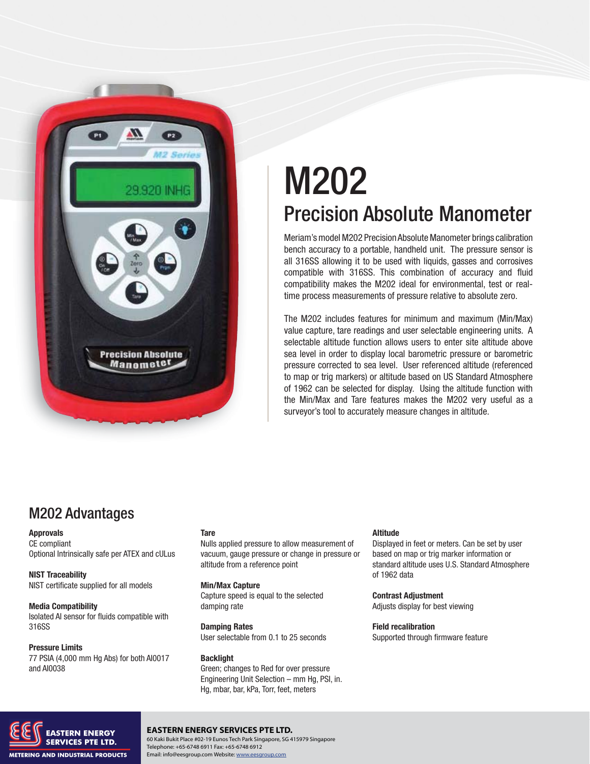# M202

## Precision Absolute Manometer

Meriam's model M202 Precision Absolute Manometer brings calibration bench accuracy to a portable, handheld unit. The pressure sensor is all 316SS allowing it to be used with liquids, gasses and corrosives compatible with 316SS. This combination of accuracy and fluid compatibility makes the M202 ideal for environmental, test or real-time process measurements of pressure relative to absolute zero.

The M202 includes features for minimum and maximum (Min/Max) value capture, tare readings and user selectable engineering units. A selectable altitude function allows users to enter site altitude above sea level in order to display local barometric pressure or barometric pressure corrected to sea level. User referenced altitude (referenced to map or trig markers) or altitude based on US Standard Atmosphere of 1962 can be selected for display. Using the altitude function with the Min/Max and Tare features makes the M202 very useful as a surveyor's tool to accurately measure changes in altitude.

## M202 Advantages

**Approvals**
CE compliant
Optional Intrinsically safe per ATEX and cULus

**NIST Traceability**
NIST certificate supplied for all models

**Media Compatibility**
Isolated Al sensor for fluids compatible with 316SS

**Pressure Limits**
77 PSIA (4,000 mm Hg Abs) for both Al0017 and Al0038

**Tare**
Nulls applied pressure to allow measurement of vacuum, gauge pressure or change in pressure or altitude from a reference point

**Min/Max Capture**
Capture speed is equal to the selected damping rate

**Damping Rates**
User selectable from 0.1 to 25 seconds

**Backlight**
Green; changes to Red for over pressure
Engineering Unit Selection – mm Hg, PSI, in. Hg, mbar, bar, kPa, Torr, feet, meters

**Altitude**
Displayed in feet or meters. Can be set by user based on map or trig marker information or standard altitude uses U.S. Standard Atmosphere of 1962 data

**Contrast Adjustment**
Adjusts display for best viewing

**Field recalibration**
Supported through firmware feature

EASTERN ENERGY SERVICES PTE LTD.
METERING AND INDUSTRIAL PRODUCTS

**EASTERN ENERGY SERVICES PTE LTD.**
60 Kaki Bukit Place #02-19 Eunos Tech Park Singapore, SG 415979 Singapore
Telephone: +65-6748 6911 Fax: +65-6748 6912
Email: info@eesgroup.com Website: www.eesgroup.com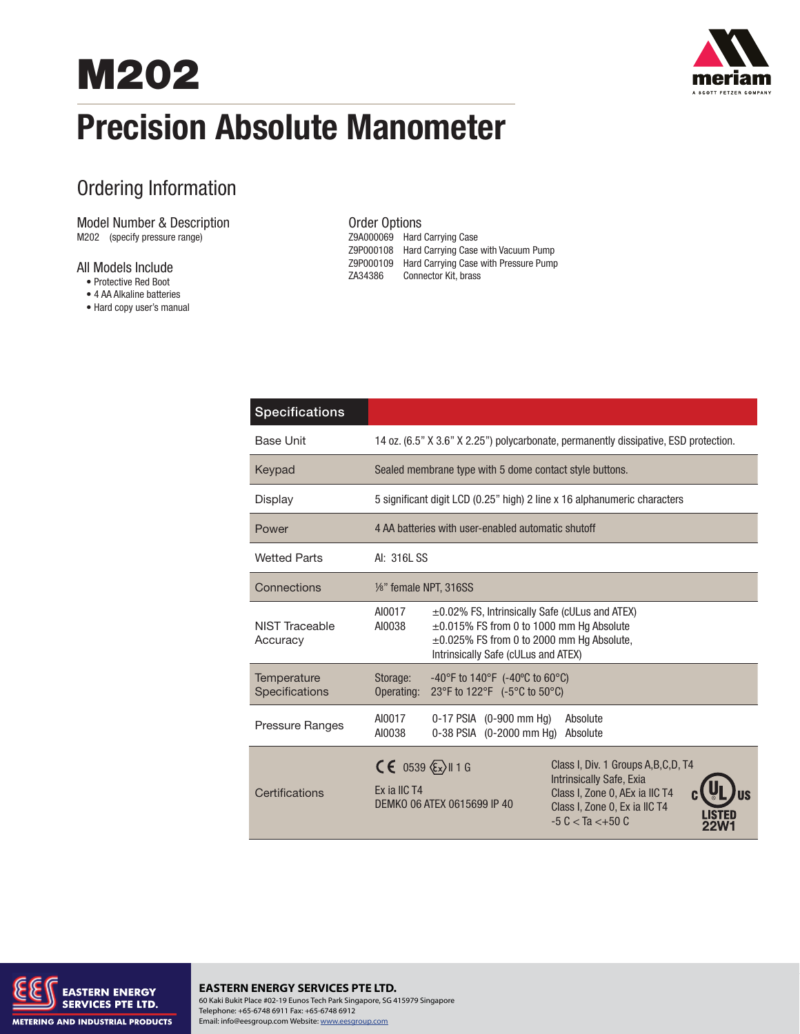# M202

# Precision Absolute Manometer

## Ordering Information

### Model Number & Description

M202 (specify pressure range)

### All Models Include

- Protective Red Boot
- 4 AA Alkaline batteries
- Hard copy user's manual

### Order Options

| | |
|---|---|
| Z9A000069 | Hard Carrying Case |
| Z9P000108 | Hard Carrying Case with Vacuum Pump |
| Z9P000109 | Hard Carrying Case with Pressure Pump |
| ZA34386 | Connector Kit, brass |

| Specifications | |
|---|---|
| Base Unit | 14 oz. (6.5" X 3.6" X 2.25") polycarbonate, permanently dissipative, ESD protection. |
| Keypad | Sealed membrane type with 5 dome contact style buttons. |
| Display | 5 significant digit LCD (0.25" high) 2 line x 16 alphanumeric characters |
| Power | 4 AA batteries with user-enabled automatic shutoff |
| Wetted Parts | AI: 316L SS |
| Connections | ⅛" female NPT, 316SS |
| NIST Traceable Accuracy | AI0017 ±0.02% FS, Intrinsically Safe (cULus and ATEX)<br>AI0038 ±0.015% FS from 0 to 1000 mm Hg Absolute<br>±0.025% FS from 0 to 2000 mm Hg Absolute, Intrinsically Safe (cULus and ATEX) |
| Temperature Specifications | Storage: -40°F to 140°F (-40ºC to 60°C)<br>Operating: 23°F to 122°F (-5°C to 50°C) |
| Pressure Ranges | AI0017 0-17 PSIA (0-900 mm Hg) Absolute<br>AI0038 0-38 PSIA (0-2000 mm Hg) Absolute |
| Certifications | CE 0539 Ex II 1 G<br>Ex ia IIC T4<br>DEMKO 06 ATEX 0615699 IP 40<br>Class I, Div. 1 Groups A,B,C,D, T4<br>Intrinsically Safe, Exia<br>Class I, Zone 0, AEx ia IIC T4<br>Class I, Zone 0, Ex ia IIC T4<br>-5 C < Ta <+50 C<br>c UL us LISTED 22W1 |

**EASTERN ENERGY SERVICES PTE LTD.**
60 Kaki Bukit Place #02-19 Eunos Tech Park Singapore, SG 415979 Singapore
Telephone: +65-6748 6911 Fax: +65-6748 6912
Email: info@eesgroup.com Website: www.eesgroup.com